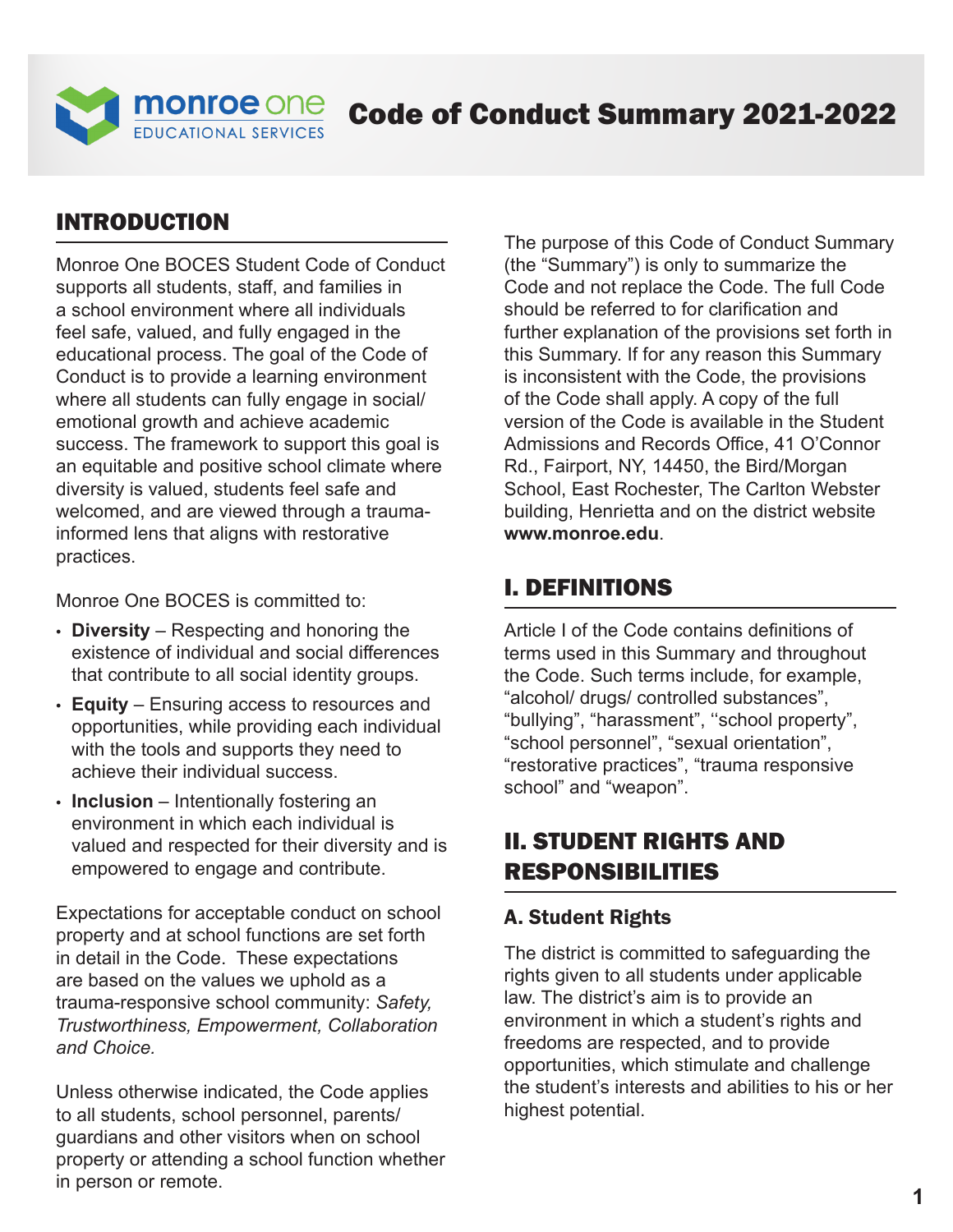# monroe one EDUCATIONAL SERVICES — Code of Conduct Summary 2021-2022

## INTRODUCTION

Monroe One BOCES Student Code of Conduct supports all students, staff, and families in a school environment where all individuals feel safe, valued, and fully engaged in the educational process. The goal of the Code of Conduct is to provide a learning environment where all students can fully engage in social/emotional growth and achieve academic success. The framework to support this goal is an equitable and positive school climate where diversity is valued, students feel safe and welcomed, and are viewed through a trauma-informed lens that aligns with restorative practices.

Monroe One BOCES is committed to:

- **Diversity** – Respecting and honoring the existence of individual and social differences that contribute to all social identity groups.
- **Equity** – Ensuring access to resources and opportunities, while providing each individual with the tools and supports they need to achieve their individual success.
- **Inclusion** – Intentionally fostering an environment in which each individual is valued and respected for their diversity and is empowered to engage and contribute.

Expectations for acceptable conduct on school property and at school functions are set forth in detail in the Code. These expectations are based on the values we uphold as a trauma-responsive school community: *Safety, Trustworthiness, Empowerment, Collaboration and Choice.*

Unless otherwise indicated, the Code applies to all students, school personnel, parents/guardians and other visitors when on school property or attending a school function whether in person or remote.

The purpose of this Code of Conduct Summary (the "Summary") is only to summarize the Code and not replace the Code. The full Code should be referred to for clarification and further explanation of the provisions set forth in this Summary. If for any reason this Summary is inconsistent with the Code, the provisions of the Code shall apply. A copy of the full version of the Code is available in the Student Admissions and Records Office, 41 O'Connor Rd., Fairport, NY, 14450, the Bird/Morgan School, East Rochester, The Carlton Webster building, Henrietta and on the district website **www.monroe.edu**.

## I. DEFINITIONS

Article I of the Code contains definitions of terms used in this Summary and throughout the Code. Such terms include, for example, "alcohol/ drugs/ controlled substances", "bullying", "harassment", ''school property", "school personnel", "sexual orientation", "restorative practices", "trauma responsive school" and "weapon".

## II. STUDENT RIGHTS AND RESPONSIBILITIES

### A. Student Rights

The district is committed to safeguarding the rights given to all students under applicable law. The district's aim is to provide an environment in which a student's rights and freedoms are respected, and to provide opportunities, which stimulate and challenge the student's interests and abilities to his or her highest potential.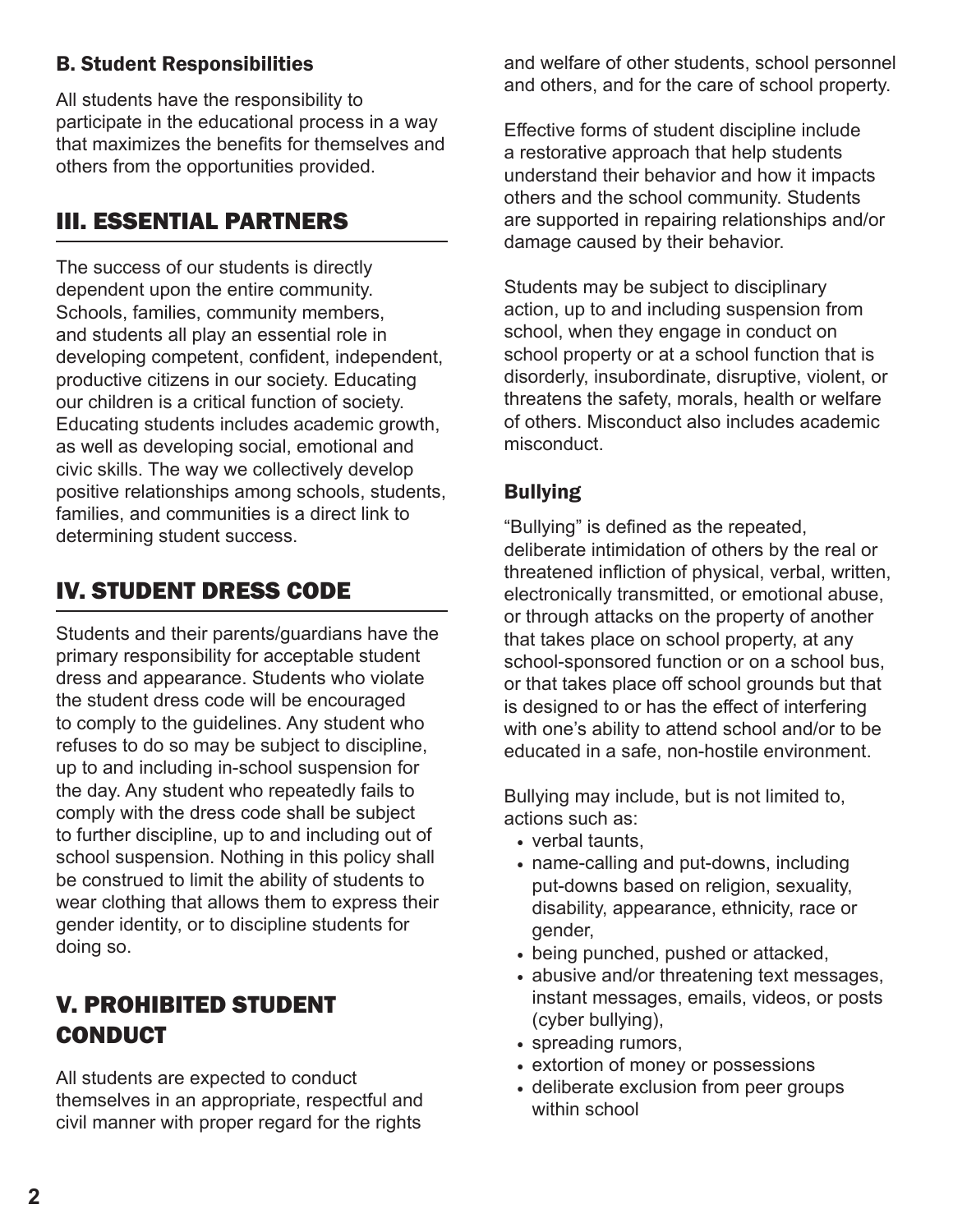### B. Student Responsibilities

All students have the responsibility to participate in the educational process in a way that maximizes the benefits for themselves and others from the opportunities provided.

## III. ESSENTIAL PARTNERS

The success of our students is directly dependent upon the entire community. Schools, families, community members, and students all play an essential role in developing competent, confident, independent, productive citizens in our society. Educating our children is a critical function of society. Educating students includes academic growth, as well as developing social, emotional and civic skills. The way we collectively develop positive relationships among schools, students, families, and communities is a direct link to determining student success.

## IV. STUDENT DRESS CODE

Students and their parents/guardians have the primary responsibility for acceptable student dress and appearance. Students who violate the student dress code will be encouraged to comply to the guidelines. Any student who refuses to do so may be subject to discipline, up to and including in-school suspension for the day. Any student who repeatedly fails to comply with the dress code shall be subject to further discipline, up to and including out of school suspension. Nothing in this policy shall be construed to limit the ability of students to wear clothing that allows them to express their gender identity, or to discipline students for doing so.

## V. PROHIBITED STUDENT CONDUCT

All students are expected to conduct themselves in an appropriate, respectful and civil manner with proper regard for the rights and welfare of other students, school personnel and others, and for the care of school property.

Effective forms of student discipline include a restorative approach that help students understand their behavior and how it impacts others and the school community. Students are supported in repairing relationships and/or damage caused by their behavior.

Students may be subject to disciplinary action, up to and including suspension from school, when they engage in conduct on school property or at a school function that is disorderly, insubordinate, disruptive, violent, or threatens the safety, morals, health or welfare of others. Misconduct also includes academic misconduct.

### Bullying

"Bullying" is defined as the repeated, deliberate intimidation of others by the real or threatened infliction of physical, verbal, written, electronically transmitted, or emotional abuse, or through attacks on the property of another that takes place on school property, at any school-sponsored function or on a school bus, or that takes place off school grounds but that is designed to or has the effect of interfering with one's ability to attend school and/or to be educated in a safe, non-hostile environment.

Bullying may include, but is not limited to, actions such as:

- verbal taunts,
- name-calling and put-downs, including put-downs based on religion, sexuality, disability, appearance, ethnicity, race or gender,
- being punched, pushed or attacked,
- abusive and/or threatening text messages, instant messages, emails, videos, or posts (cyber bullying),
- spreading rumors,
- extortion of money or possessions
- deliberate exclusion from peer groups within school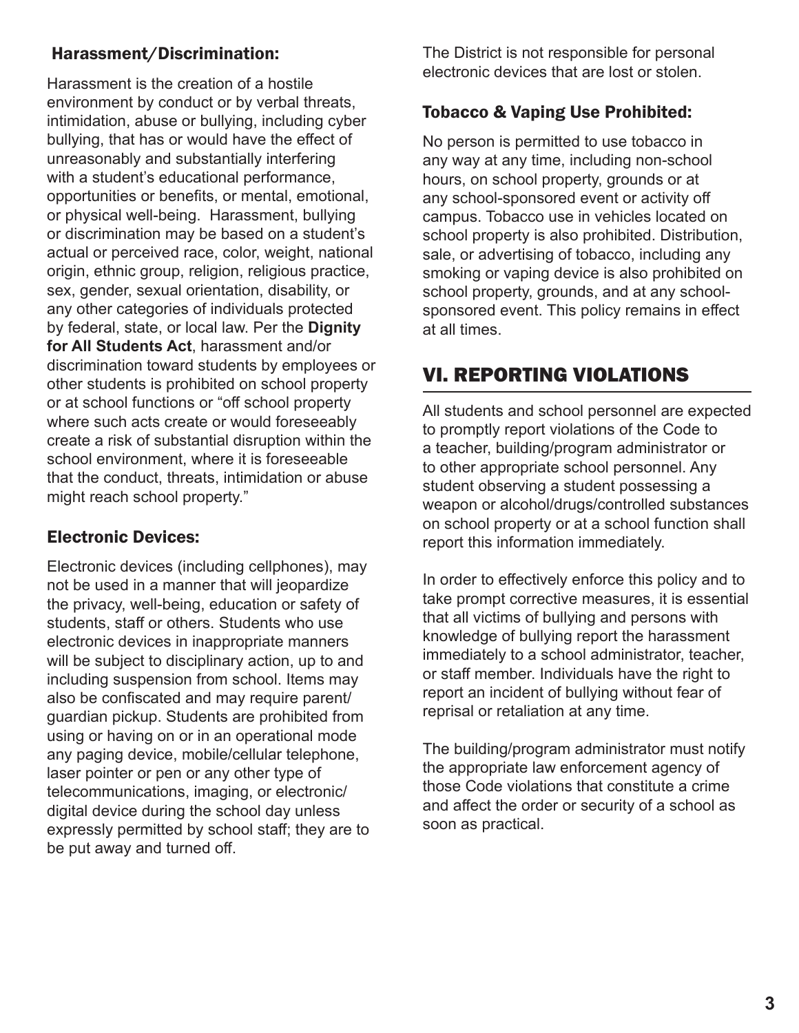### Harassment/Discrimination:

Harassment is the creation of a hostile environment by conduct or by verbal threats, intimidation, abuse or bullying, including cyber bullying, that has or would have the effect of unreasonably and substantially interfering with a student's educational performance, opportunities or benefits, or mental, emotional, or physical well-being. Harassment, bullying or discrimination may be based on a student's actual or perceived race, color, weight, national origin, ethnic group, religion, religious practice, sex, gender, sexual orientation, disability, or any other categories of individuals protected by federal, state, or local law. Per the **Dignity for All Students Act**, harassment and/or discrimination toward students by employees or other students is prohibited on school property or at school functions or "off school property where such acts create or would foreseeably create a risk of substantial disruption within the school environment, where it is foreseeable that the conduct, threats, intimidation or abuse might reach school property."

### Electronic Devices:

Electronic devices (including cellphones), may not be used in a manner that will jeopardize the privacy, well-being, education or safety of students, staff or others. Students who use electronic devices in inappropriate manners will be subject to disciplinary action, up to and including suspension from school. Items may also be confiscated and may require parent/guardian pickup. Students are prohibited from using or having on or in an operational mode any paging device, mobile/cellular telephone, laser pointer or pen or any other type of telecommunications, imaging, or electronic/digital device during the school day unless expressly permitted by school staff; they are to be put away and turned off.

The District is not responsible for personal electronic devices that are lost or stolen.

### Tobacco & Vaping Use Prohibited:

No person is permitted to use tobacco in any way at any time, including non-school hours, on school property, grounds or at any school-sponsored event or activity off campus. Tobacco use in vehicles located on school property is also prohibited. Distribution, sale, or advertising of tobacco, including any smoking or vaping device is also prohibited on school property, grounds, and at any school-sponsored event. This policy remains in effect at all times.

## VI. REPORTING VIOLATIONS

All students and school personnel are expected to promptly report violations of the Code to a teacher, building/program administrator or to other appropriate school personnel. Any student observing a student possessing a weapon or alcohol/drugs/controlled substances on school property or at a school function shall report this information immediately.

In order to effectively enforce this policy and to take prompt corrective measures, it is essential that all victims of bullying and persons with knowledge of bullying report the harassment immediately to a school administrator, teacher, or staff member. Individuals have the right to report an incident of bullying without fear of reprisal or retaliation at any time.

The building/program administrator must notify the appropriate law enforcement agency of those Code violations that constitute a crime and affect the order or security of a school as soon as practical.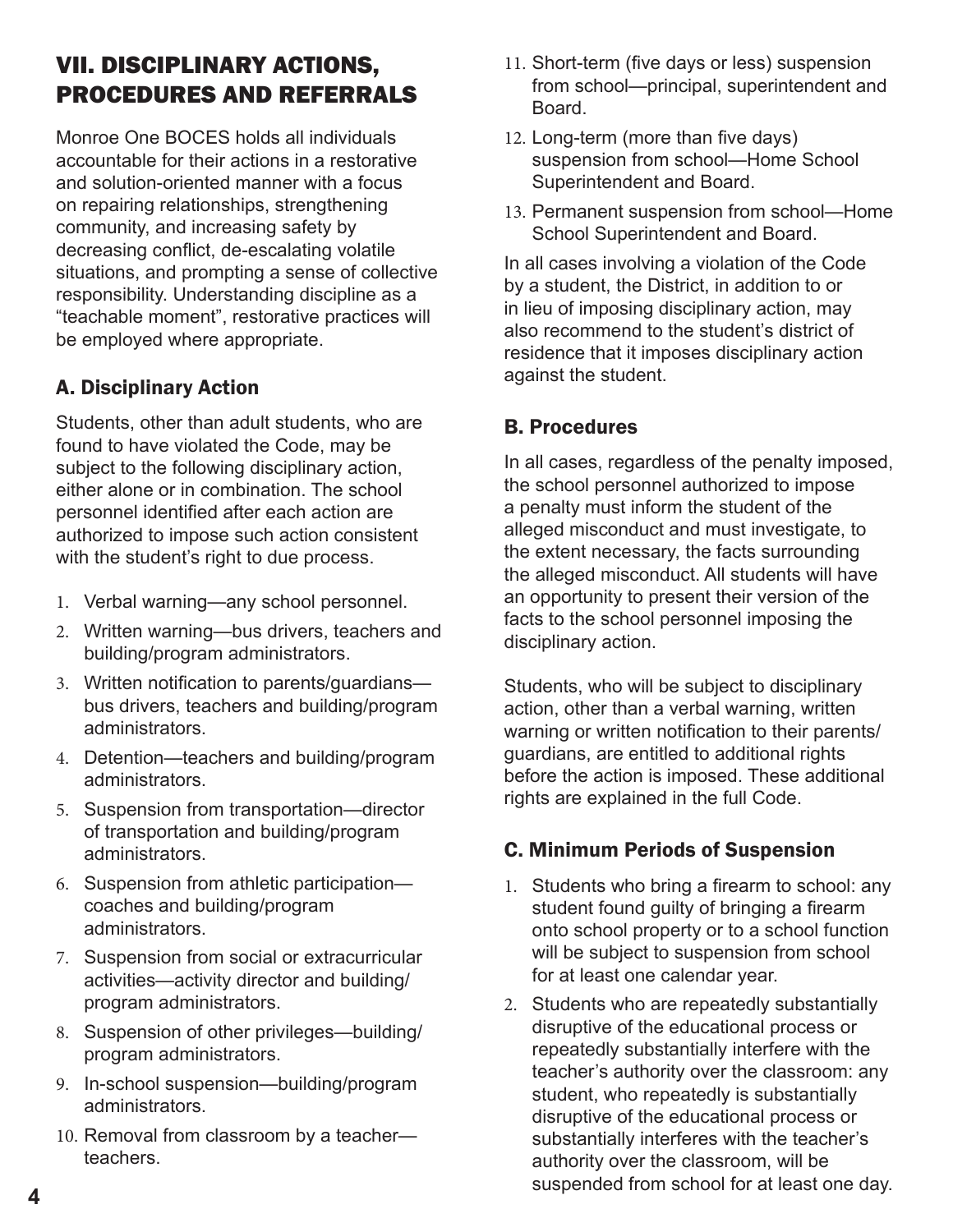## VII. DISCIPLINARY ACTIONS, PROCEDURES AND REFERRALS

Monroe One BOCES holds all individuals accountable for their actions in a restorative and solution-oriented manner with a focus on repairing relationships, strengthening community, and increasing safety by decreasing conflict, de-escalating volatile situations, and prompting a sense of collective responsibility. Understanding discipline as a "teachable moment", restorative practices will be employed where appropriate.

### A. Disciplinary Action

Students, other than adult students, who are found to have violated the Code, may be subject to the following disciplinary action, either alone or in combination. The school personnel identified after each action are authorized to impose such action consistent with the student's right to due process.

1. Verbal warning—any school personnel.
2. Written warning—bus drivers, teachers and building/program administrators.
3. Written notification to parents/guardians—bus drivers, teachers and building/program administrators.
4. Detention—teachers and building/program administrators.
5. Suspension from transportation—director of transportation and building/program administrators.
6. Suspension from athletic participation—coaches and building/program administrators.
7. Suspension from social or extracurricular activities—activity director and building/program administrators.
8. Suspension of other privileges—building/program administrators.
9. In-school suspension—building/program administrators.
10. Removal from classroom by a teacher—teachers.
11. Short-term (five days or less) suspension from school—principal, superintendent and Board.
12. Long-term (more than five days) suspension from school—Home School Superintendent and Board.
13. Permanent suspension from school—Home School Superintendent and Board.

In all cases involving a violation of the Code by a student, the District, in addition to or in lieu of imposing disciplinary action, may also recommend to the student's district of residence that it imposes disciplinary action against the student.

### B. Procedures

In all cases, regardless of the penalty imposed, the school personnel authorized to impose a penalty must inform the student of the alleged misconduct and must investigate, to the extent necessary, the facts surrounding the alleged misconduct. All students will have an opportunity to present their version of the facts to the school personnel imposing the disciplinary action.

Students, who will be subject to disciplinary action, other than a verbal warning, written warning or written notification to their parents/guardians, are entitled to additional rights before the action is imposed. These additional rights are explained in the full Code.

### C. Minimum Periods of Suspension

1. Students who bring a firearm to school: any student found guilty of bringing a firearm onto school property or to a school function will be subject to suspension from school for at least one calendar year.
2. Students who are repeatedly substantially disruptive of the educational process or repeatedly substantially interfere with the teacher's authority over the classroom: any student, who repeatedly is substantially disruptive of the educational process or substantially interferes with the teacher's authority over the classroom, will be suspended from school for at least one day.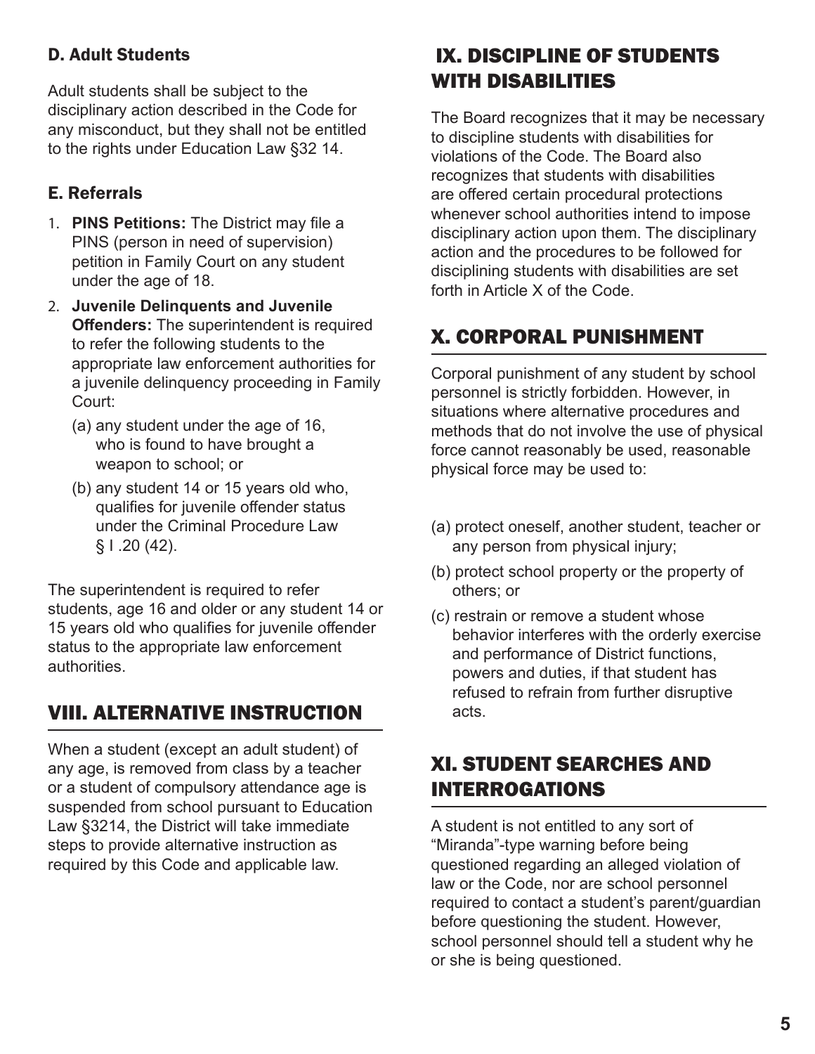### D. Adult Students

Adult students shall be subject to the disciplinary action described in the Code for any misconduct, but they shall not be entitled to the rights under Education Law §32 14.

### E. Referrals

1. **PINS Petitions:** The District may file a PINS (person in need of supervision) petition in Family Court on any student under the age of 18.
2. **Juvenile Delinquents and Juvenile Offenders:** The superintendent is required to refer the following students to the appropriate law enforcement authorities for a juvenile delinquency proceeding in Family Court:
   (a) any student under the age of 16, who is found to have brought a weapon to school; or
   (b) any student 14 or 15 years old who, qualifies for juvenile offender status under the Criminal Procedure Law § I .20 (42).

The superintendent is required to refer students, age 16 and older or any student 14 or 15 years old who qualifies for juvenile offender status to the appropriate law enforcement authorities.

## VIII. ALTERNATIVE INSTRUCTION

When a student (except an adult student) of any age, is removed from class by a teacher or a student of compulsory attendance age is suspended from school pursuant to Education Law §3214, the District will take immediate steps to provide alternative instruction as required by this Code and applicable law.

## IX. DISCIPLINE OF STUDENTS WITH DISABILITIES

The Board recognizes that it may be necessary to discipline students with disabilities for violations of the Code. The Board also recognizes that students with disabilities are offered certain procedural protections whenever school authorities intend to impose disciplinary action upon them. The disciplinary action and the procedures to be followed for disciplining students with disabilities are set forth in Article X of the Code.

## X. CORPORAL PUNISHMENT

Corporal punishment of any student by school personnel is strictly forbidden. However, in situations where alternative procedures and methods that do not involve the use of physical force cannot reasonably be used, reasonable physical force may be used to:

(a) protect oneself, another student, teacher or any person from physical injury;

(b) protect school property or the property of others; or

(c) restrain or remove a student whose behavior interferes with the orderly exercise and performance of District functions, powers and duties, if that student has refused to refrain from further disruptive acts.

## XI. STUDENT SEARCHES AND INTERROGATIONS

A student is not entitled to any sort of "Miranda"-type warning before being questioned regarding an alleged violation of law or the Code, nor are school personnel required to contact a student's parent/guardian before questioning the student. However, school personnel should tell a student why he or she is being questioned.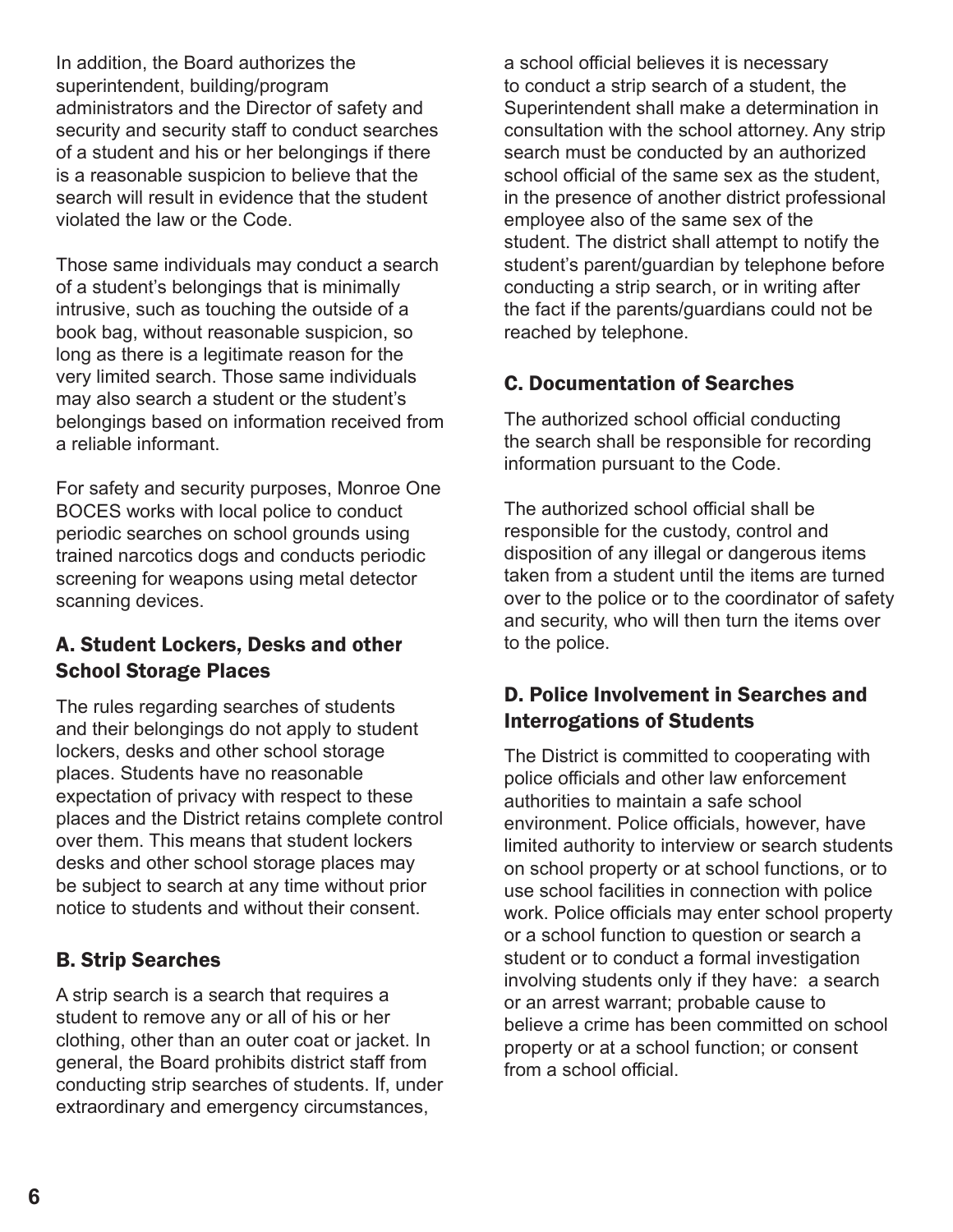In addition, the Board authorizes the superintendent, building/program administrators and the Director of safety and security and security staff to conduct searches of a student and his or her belongings if there is a reasonable suspicion to believe that the search will result in evidence that the student violated the law or the Code.

Those same individuals may conduct a search of a student's belongings that is minimally intrusive, such as touching the outside of a book bag, without reasonable suspicion, so long as there is a legitimate reason for the very limited search. Those same individuals may also search a student or the student's belongings based on information received from a reliable informant.

For safety and security purposes, Monroe One BOCES works with local police to conduct periodic searches on school grounds using trained narcotics dogs and conducts periodic screening for weapons using metal detector scanning devices.

### A. Student Lockers, Desks and other School Storage Places

The rules regarding searches of students and their belongings do not apply to student lockers, desks and other school storage places. Students have no reasonable expectation of privacy with respect to these places and the District retains complete control over them. This means that student lockers desks and other school storage places may be subject to search at any time without prior notice to students and without their consent.

### B. Strip Searches

A strip search is a search that requires a student to remove any or all of his or her clothing, other than an outer coat or jacket. In general, the Board prohibits district staff from conducting strip searches of students. If, under extraordinary and emergency circumstances, a school official believes it is necessary to conduct a strip search of a student, the Superintendent shall make a determination in consultation with the school attorney. Any strip search must be conducted by an authorized school official of the same sex as the student, in the presence of another district professional employee also of the same sex of the student. The district shall attempt to notify the student's parent/guardian by telephone before conducting a strip search, or in writing after the fact if the parents/guardians could not be reached by telephone.

### C. Documentation of Searches

The authorized school official conducting the search shall be responsible for recording information pursuant to the Code.

The authorized school official shall be responsible for the custody, control and disposition of any illegal or dangerous items taken from a student until the items are turned over to the police or to the coordinator of safety and security, who will then turn the items over to the police.

### D. Police Involvement in Searches and Interrogations of Students

The District is committed to cooperating with police officials and other law enforcement authorities to maintain a safe school environment. Police officials, however, have limited authority to interview or search students on school property or at school functions, or to use school facilities in connection with police work. Police officials may enter school property or a school function to question or search a student or to conduct a formal investigation involving students only if they have: a search or an arrest warrant; probable cause to believe a crime has been committed on school property or at a school function; or consent from a school official.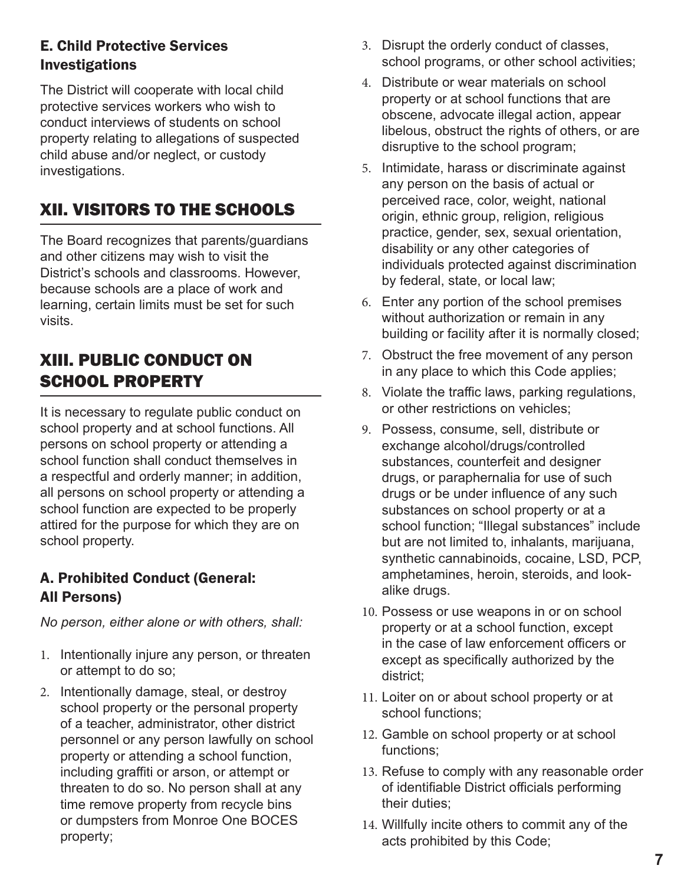### E. Child Protective Services Investigations

The District will cooperate with local child protective services workers who wish to conduct interviews of students on school property relating to allegations of suspected child abuse and/or neglect, or custody investigations.

## XII. VISITORS TO THE SCHOOLS

The Board recognizes that parents/guardians and other citizens may wish to visit the District's schools and classrooms. However, because schools are a place of work and learning, certain limits must be set for such visits.

## XIII. PUBLIC CONDUCT ON SCHOOL PROPERTY

It is necessary to regulate public conduct on school property and at school functions. All persons on school property or attending a school function shall conduct themselves in a respectful and orderly manner; in addition, all persons on school property or attending a school function are expected to be properly attired for the purpose for which they are on school property.

### A. Prohibited Conduct (General: All Persons)

*No person, either alone or with others, shall:*

1. Intentionally injure any person, or threaten or attempt to do so;
2. Intentionally damage, steal, or destroy school property or the personal property of a teacher, administrator, other district personnel or any person lawfully on school property or attending a school function, including graffiti or arson, or attempt or threaten to do so. No person shall at any time remove property from recycle bins or dumpsters from Monroe One BOCES property;
3. Disrupt the orderly conduct of classes, school programs, or other school activities;
4. Distribute or wear materials on school property or at school functions that are obscene, advocate illegal action, appear libelous, obstruct the rights of others, or are disruptive to the school program;
5. Intimidate, harass or discriminate against any person on the basis of actual or perceived race, color, weight, national origin, ethnic group, religion, religious practice, gender, sex, sexual orientation, disability or any other categories of individuals protected against discrimination by federal, state, or local law;
6. Enter any portion of the school premises without authorization or remain in any building or facility after it is normally closed;
7. Obstruct the free movement of any person in any place to which this Code applies;
8. Violate the traffic laws, parking regulations, or other restrictions on vehicles;
9. Possess, consume, sell, distribute or exchange alcohol/drugs/controlled substances, counterfeit and designer drugs, or paraphernalia for use of such drugs or be under influence of any such substances on school property or at a school function; "Illegal substances" include but are not limited to, inhalants, marijuana, synthetic cannabinoids, cocaine, LSD, PCP, amphetamines, heroin, steroids, and look-alike drugs.
10. Possess or use weapons in or on school property or at a school function, except in the case of law enforcement officers or except as specifically authorized by the district;
11. Loiter on or about school property or at school functions;
12. Gamble on school property or at school functions;
13. Refuse to comply with any reasonable order of identifiable District officials performing their duties;
14. Willfully incite others to commit any of the acts prohibited by this Code;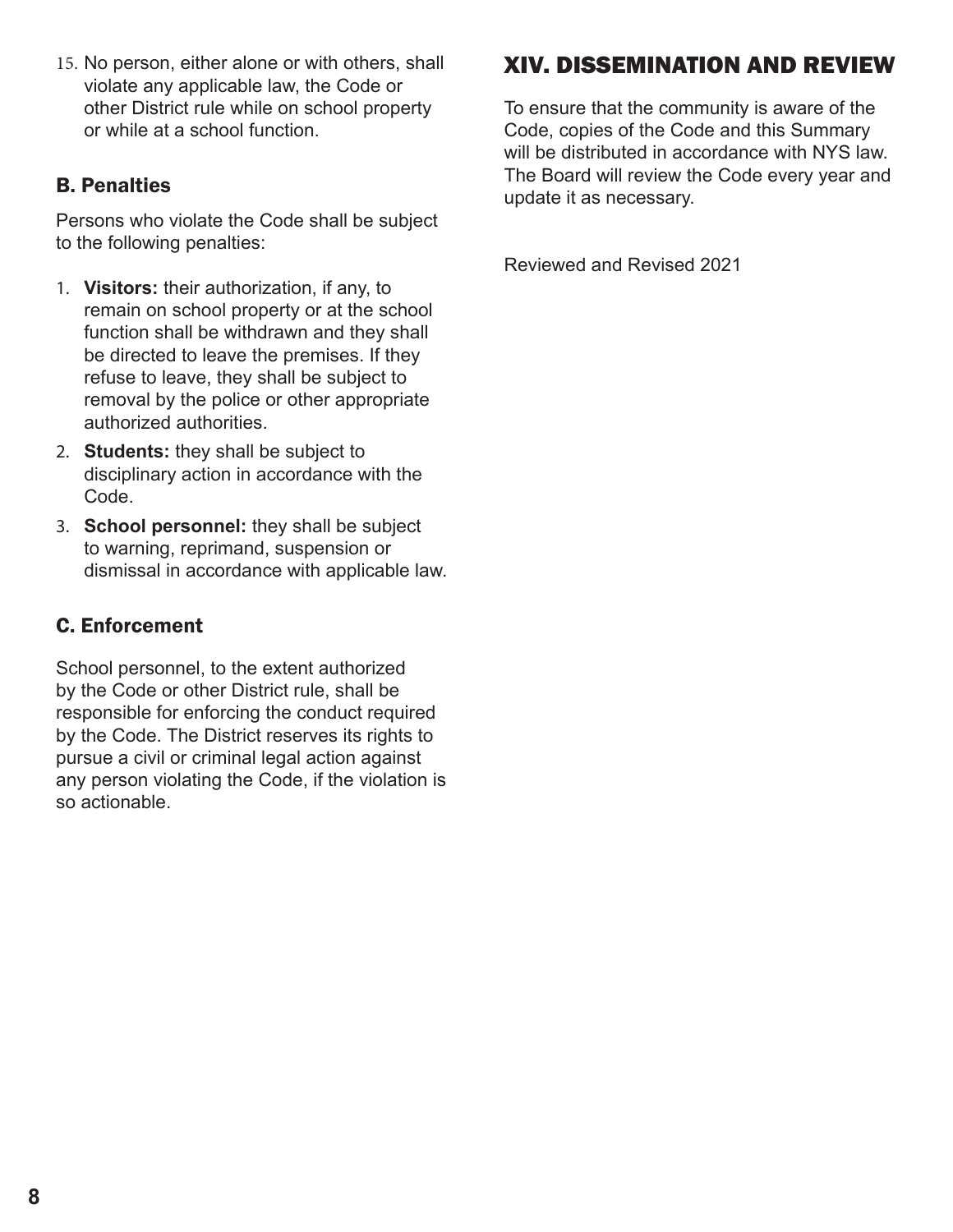15. No person, either alone or with others, shall violate any applicable law, the Code or other District rule while on school property or while at a school function.

### B. Penalties

Persons who violate the Code shall be subject to the following penalties:

1. **Visitors:** their authorization, if any, to remain on school property or at the school function shall be withdrawn and they shall be directed to leave the premises. If they refuse to leave, they shall be subject to removal by the police or other appropriate authorized authorities.
2. **Students:** they shall be subject to disciplinary action in accordance with the Code.
3. **School personnel:** they shall be subject to warning, reprimand, suspension or dismissal in accordance with applicable law.

### C. Enforcement

School personnel, to the extent authorized by the Code or other District rule, shall be responsible for enforcing the conduct required by the Code. The District reserves its rights to pursue a civil or criminal legal action against any person violating the Code, if the violation is so actionable.

## XIV. DISSEMINATION AND REVIEW

To ensure that the community is aware of the Code, copies of the Code and this Summary will be distributed in accordance with NYS law. The Board will review the Code every year and update it as necessary.

Reviewed and Revised 2021